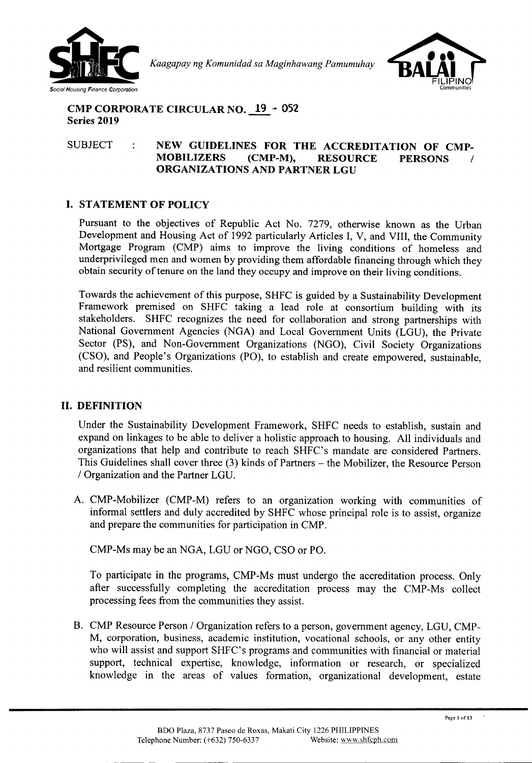*Kaagapay ng Komunidad sa Maginhawang Pamumuhay*

# CMP CORPORATE CIRCULAR NO. 19 - 052
**Series 2019**

SUBJECT : **NEW GUIDELINES FOR THE ACCREDITATION OF CMP-MOBILIZERS (CMP-M), RESOURCE PERSONS / ORGANIZATIONS AND PARTNER LGU**

## I. STATEMENT OF POLICY

Pursuant to the objectives of Republic Act No. 7279, otherwise known as the Urban Development and Housing Act of 1992 particularly Articles I, V, and VIII, the Community Mortgage Program (CMP) aims to improve the living conditions of homeless and underprivileged men and women by providing them affordable financing through which they obtain security of tenure on the land they occupy and improve on their living conditions.

Towards the achievement of this purpose, SHFC is guided by a Sustainability Development Framework premised on SHFC taking a lead role at consortium building with its stakeholders. SHFC recognizes the need for collaboration and strong partnerships with National Government Agencies (NGA) and Local Government Units (LGU), the Private Sector (PS), and Non-Government Organizations (NGO), Civil Society Organizations (CSO), and People's Organizations (PO), to establish and create empowered, sustainable, and resilient communities.

## II. DEFINITION

Under the Sustainability Development Framework, SHFC needs to establish, sustain and expand on linkages to be able to deliver a holistic approach to housing. All individuals and organizations that help and contribute to reach SHFC's mandate are considered Partners. This Guidelines shall cover three (3) kinds of Partners – the Mobilizer, the Resource Person / Organization and the Partner LGU.

A. CMP-Mobilizer (CMP-M) refers to an organization working with communities of informal settlers and duly accredited by SHFC whose principal role is to assist, organize and prepare the communities for participation in CMP.

   CMP-Ms may be an NGA, LGU or NGO, CSO or PO.

   To participate in the programs, CMP-Ms must undergo the accreditation process. Only after successfully completing the accreditation process may the CMP-Ms collect processing fees from the communities they assist.

B. CMP Resource Person / Organization refers to a person, government agency, LGU, CMP-M, corporation, business, academic institution, vocational schools, or any other entity who will assist and support SHFC's programs and communities with financial or material support, technical expertise, knowledge, information or research, or specialized knowledge in the areas of values formation, organizational development, estate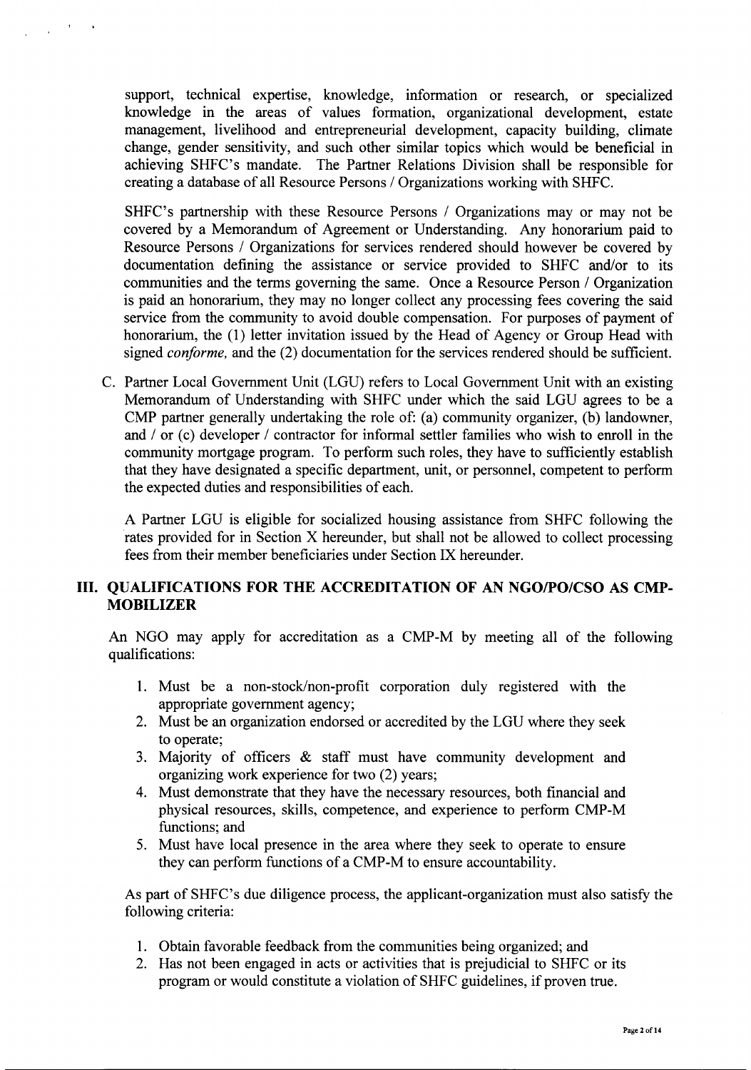support, technical expertise, knowledge, information or research, or specialized knowledge in the areas of values formation, organizational development, estate management, livelihood and entrepreneurial development, capacity building, climate change, gender sensitivity, and such other similar topics which would be beneficial in achieving SHFC's mandate. The Partner Relations Division shall be responsible for creating a database of all Resource Persons / Organizations working with SHFC.

SHFC's partnership with these Resource Persons / Organizations may or may not be covered by a Memorandum of Agreement or Understanding. Any honorarium paid to Resource Persons / Organizations for services rendered should however be covered by documentation defining the assistance or service provided to SHFC and/or to its communities and the terms governing the same. Once a Resource Person / Organization is paid an honorarium, they may no longer collect any processing fees covering the said service from the community to avoid double compensation. For purposes of payment of honorarium, the (1) letter invitation issued by the Head of Agency or Group Head with signed *conforme,* and the (2) documentation for the services rendered should be sufficient.

C. Partner Local Government Unit (LGU) refers to Local Government Unit with an existing Memorandum of Understanding with SHFC under which the said LGU agrees to be a CMP partner generally undertaking the role of: (a) community organizer, (b) landowner, and / or (c) developer / contractor for informal settler families who wish to enroll in the community mortgage program. To perform such roles, they have to sufficiently establish that they have designated a specific department, unit, or personnel, competent to perform the expected duties and responsibilities of each.

A Partner LGU is eligible for socialized housing assistance from SHFC following the rates provided for in Section X hereunder, but shall not be allowed to collect processing fees from their member beneficiaries under Section IX hereunder.

## III. QUALIFICATIONS FOR THE ACCREDITATION OF AN NGO/PO/CSO AS CMP-MOBILIZER

An NGO may apply for accreditation as a CMP-M by meeting all of the following qualifications:

1. Must be a non-stock/non-profit corporation duly registered with the appropriate government agency;
2. Must be an organization endorsed or accredited by the LGU where they seek to operate;
3. Majority of officers & staff must have community development and organizing work experience for two (2) years;
4. Must demonstrate that they have the necessary resources, both financial and physical resources, skills, competence, and experience to perform CMP-M functions; and
5. Must have local presence in the area where they seek to operate to ensure they can perform functions of a CMP-M to ensure accountability.

As part of SHFC's due diligence process, the applicant-organization must also satisfy the following criteria:

1. Obtain favorable feedback from the communities being organized; and
2. Has not been engaged in acts or activities that is prejudicial to SHFC or its program or would constitute a violation of SHFC guidelines, if proven true.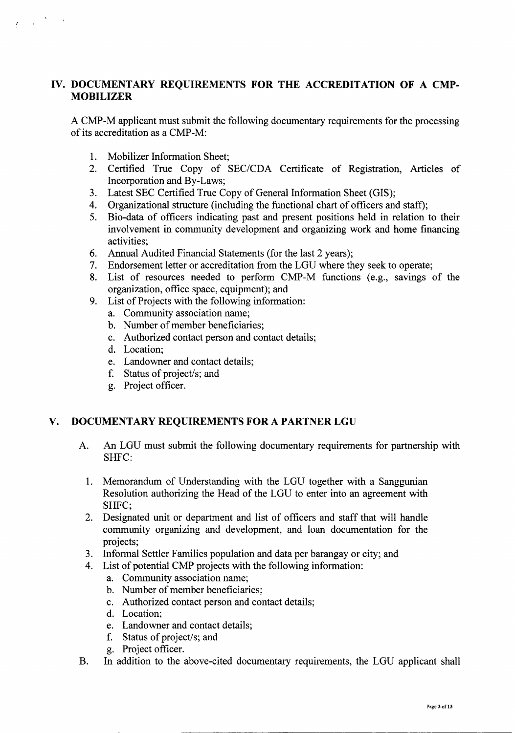## IV. DOCUMENTARY REQUIREMENTS FOR THE ACCREDITATION OF A CMP-MOBILIZER

A CMP-M applicant must submit the following documentary requirements for the processing of its accreditation as a CMP-M:

1. Mobilizer Information Sheet;
2. Certified True Copy of SEC/CDA Certificate of Registration, Articles of Incorporation and By-Laws;
3. Latest SEC Certified True Copy of General Information Sheet (GIS);
4. Organizational structure (including the functional chart of officers and staff);
5. Bio-data of officers indicating past and present positions held in relation to their involvement in community development and organizing work and home financing activities;
6. Annual Audited Financial Statements (for the last 2 years);
7. Endorsement letter or accreditation from the LGU where they seek to operate;
8. List of resources needed to perform CMP-M functions (e.g., savings of the organization, office space, equipment); and
9. List of Projects with the following information:
   a. Community association name;
   b. Number of member beneficiaries;
   c. Authorized contact person and contact details;
   d. Location;
   e. Landowner and contact details;
   f. Status of project/s; and
   g. Project officer.

## V. DOCUMENTARY REQUIREMENTS FOR A PARTNER LGU

A. An LGU must submit the following documentary requirements for partnership with SHFC:

1. Memorandum of Understanding with the LGU together with a Sanggunian Resolution authorizing the Head of the LGU to enter into an agreement with SHFC;
2. Designated unit or department and list of officers and staff that will handle community organizing and development, and loan documentation for the projects;
3. Informal Settler Families population and data per barangay or city; and
4. List of potential CMP projects with the following information:
   a. Community association name;
   b. Number of member beneficiaries;
   c. Authorized contact person and contact details;
   d. Location;
   e. Landowner and contact details;
   f. Status of project/s; and
   g. Project officer.

B. In addition to the above-cited documentary requirements, the LGU applicant shall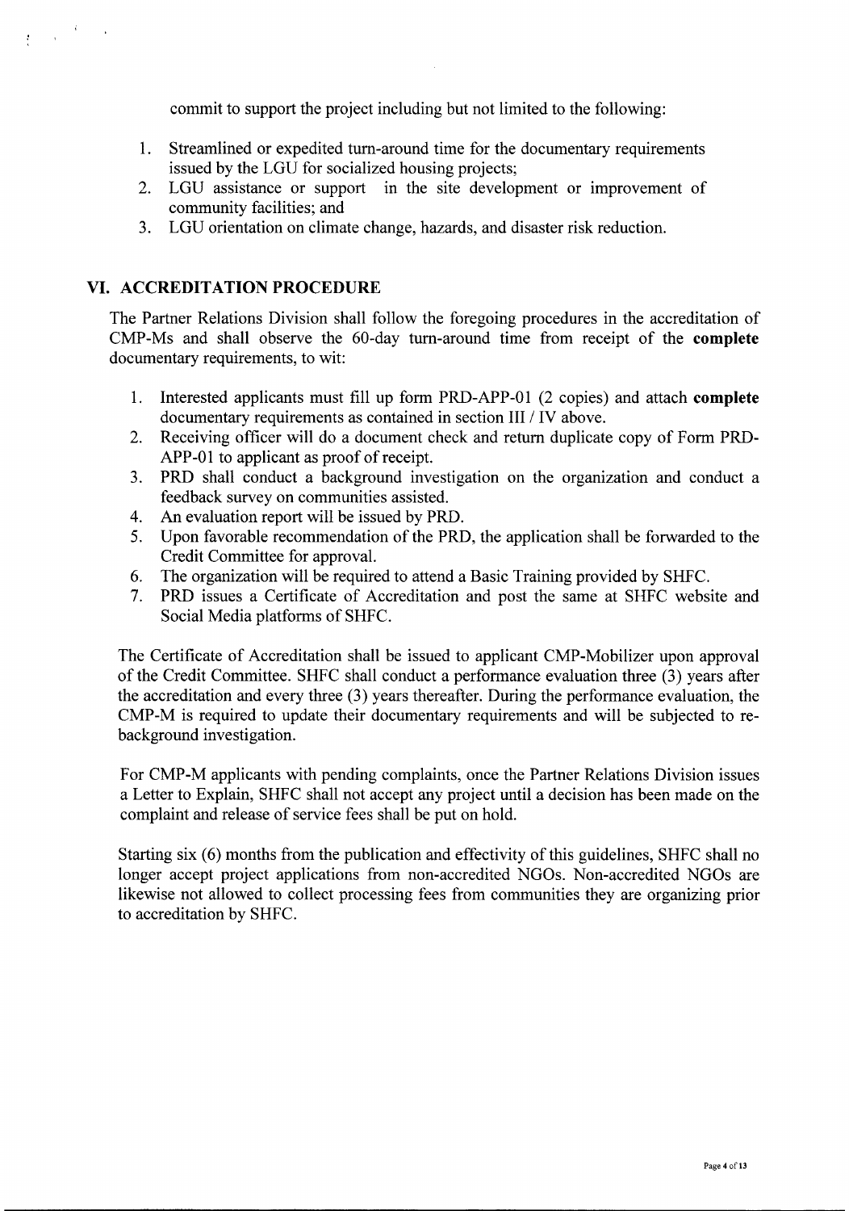commit to support the project including but not limited to the following:

1. Streamlined or expedited turn-around time for the documentary requirements issued by the LGU for socialized housing projects;
2. LGU assistance or support in the site development or improvement of community facilities; and
3. LGU orientation on climate change, hazards, and disaster risk reduction.

## VI. ACCREDITATION PROCEDURE

The Partner Relations Division shall follow the foregoing procedures in the accreditation of CMP-Ms and shall observe the 60-day turn-around time from receipt of the **complete** documentary requirements, to wit:

1. Interested applicants must fill up form PRD-APP-01 (2 copies) and attach **complete** documentary requirements as contained in section III / IV above.
2. Receiving officer will do a document check and return duplicate copy of Form PRD-APP-01 to applicant as proof of receipt.
3. PRD shall conduct a background investigation on the organization and conduct a feedback survey on communities assisted.
4. An evaluation report will be issued by PRD.
5. Upon favorable recommendation of the PRD, the application shall be forwarded to the Credit Committee for approval.
6. The organization will be required to attend a Basic Training provided by SHFC.
7. PRD issues a Certificate of Accreditation and post the same at SHFC website and Social Media platforms of SHFC.

The Certificate of Accreditation shall be issued to applicant CMP-Mobilizer upon approval of the Credit Committee. SHFC shall conduct a performance evaluation three (3) years after the accreditation and every three (3) years thereafter. During the performance evaluation, the CMP-M is required to update their documentary requirements and will be subjected to re-background investigation.

For CMP-M applicants with pending complaints, once the Partner Relations Division issues a Letter to Explain, SHFC shall not accept any project until a decision has been made on the complaint and release of service fees shall be put on hold.

Starting six (6) months from the publication and effectivity of this guidelines, SHFC shall no longer accept project applications from non-accredited NGOs. Non-accredited NGOs are likewise not allowed to collect processing fees from communities they are organizing prior to accreditation by SHFC.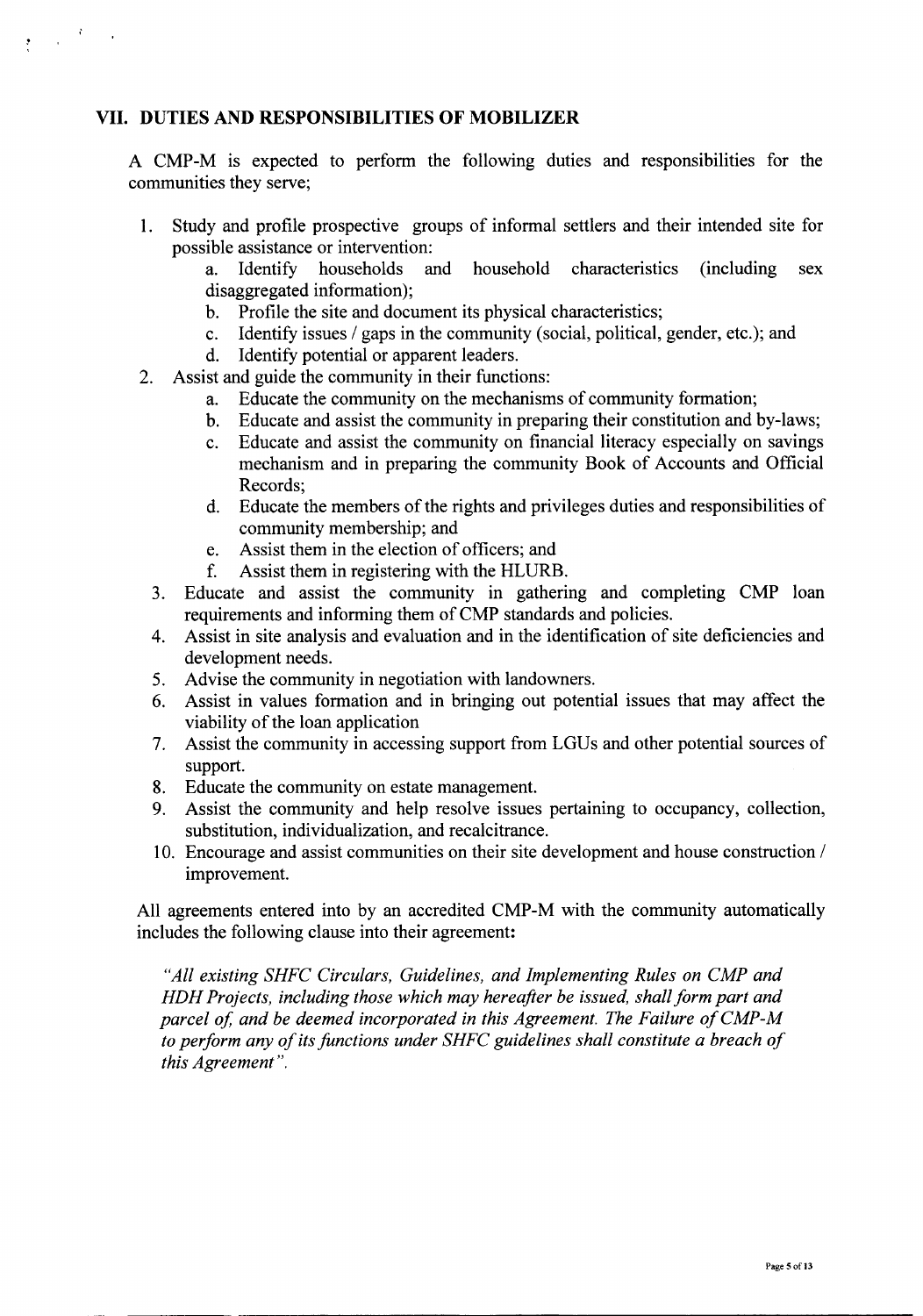## VII. DUTIES AND RESPONSIBILITIES OF MOBILIZER

A CMP-M is expected to perform the following duties and responsibilities for the communities they serve;

1. Study and profile prospective groups of informal settlers and their intended site for possible assistance or intervention:
    a. Identify households and household characteristics (including sex disaggregated information);
    b. Profile the site and document its physical characteristics;
    c. Identify issues / gaps in the community (social, political, gender, etc.); and
    d. Identify potential or apparent leaders.
2. Assist and guide the community in their functions:
    a. Educate the community on the mechanisms of community formation;
    b. Educate and assist the community in preparing their constitution and by-laws;
    c. Educate and assist the community on financial literacy especially on savings mechanism and in preparing the community Book of Accounts and Official Records;
    d. Educate the members of the rights and privileges duties and responsibilities of community membership; and
    e. Assist them in the election of officers; and
    f. Assist them in registering with the HLURB.
3. Educate and assist the community in gathering and completing CMP loan requirements and informing them of CMP standards and policies.
4. Assist in site analysis and evaluation and in the identification of site deficiencies and development needs.
5. Advise the community in negotiation with landowners.
6. Assist in values formation and in bringing out potential issues that may affect the viability of the loan application
7. Assist the community in accessing support from LGUs and other potential sources of support.
8. Educate the community on estate management.
9. Assist the community and help resolve issues pertaining to occupancy, collection, substitution, individualization, and recalcitrance.
10. Encourage and assist communities on their site development and house construction / improvement.

All agreements entered into by an accredited CMP-M with the community automatically includes the following clause into their agreement:

*"All existing SHFC Circulars, Guidelines, and Implementing Rules on CMP and HDH Projects, including those which may hereafter be issued, shall form part and parcel of, and be deemed incorporated in this Agreement. The Failure of CMP-M to perform any of its functions under SHFC guidelines shall constitute a breach of this Agreement".*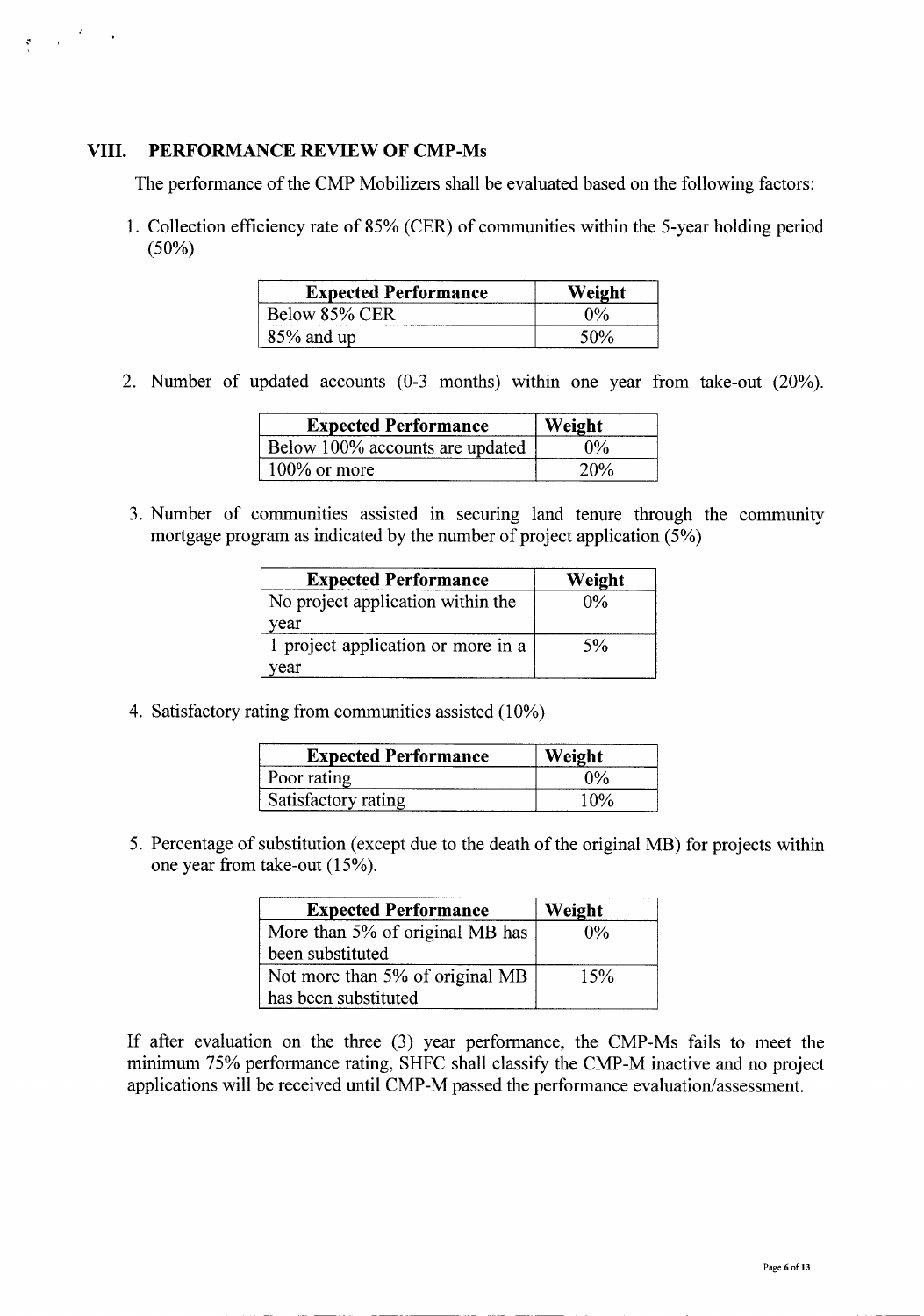## VIII. PERFORMANCE REVIEW OF CMP-Ms

The performance of the CMP Mobilizers shall be evaluated based on the following factors:

1. Collection efficiency rate of 85% (CER) of communities within the 5-year holding period (50%)

| Expected Performance | Weight |
|---|---|
| Below 85% CER | 0% |
| 85% and up | 50% |

2. Number of updated accounts (0-3 months) within one year from take-out (20%).

| Expected Performance | Weight |
|---|---|
| Below 100% accounts are updated | 0% |
| 100% or more | 20% |

3. Number of communities assisted in securing land tenure through the community mortgage program as indicated by the number of project application (5%)

| Expected Performance | Weight |
|---|---|
| No project application within the year | 0% |
| 1 project application or more in a year | 5% |

4. Satisfactory rating from communities assisted (10%)

| Expected Performance | Weight |
|---|---|
| Poor rating | 0% |
| Satisfactory rating | 10% |

5. Percentage of substitution (except due to the death of the original MB) for projects within one year from take-out (15%).

| Expected Performance | Weight |
|---|---|
| More than 5% of original MB has been substituted | 0% |
| Not more than 5% of original MB has been substituted | 15% |

If after evaluation on the three (3) year performance, the CMP-Ms fails to meet the minimum 75% performance rating, SHFC shall classify the CMP-M inactive and no project applications will be received until CMP-M passed the performance evaluation/assessment.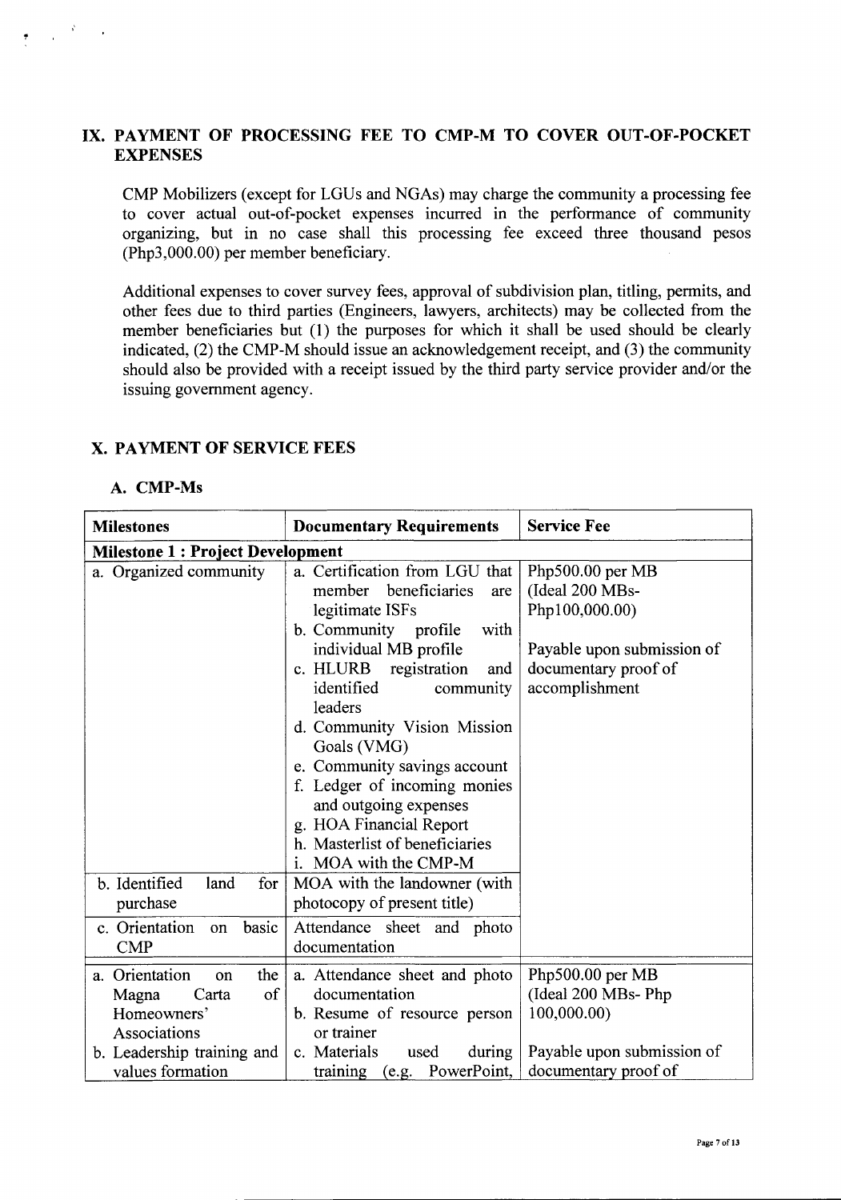## IX. PAYMENT OF PROCESSING FEE TO CMP-M TO COVER OUT-OF-POCKET EXPENSES

CMP Mobilizers (except for LGUs and NGAs) may charge the community a processing fee to cover actual out-of-pocket expenses incurred in the performance of community organizing, but in no case shall this processing fee exceed three thousand pesos (Php3,000.00) per member beneficiary.

Additional expenses to cover survey fees, approval of subdivision plan, titling, permits, and other fees due to third parties (Engineers, lawyers, architects) may be collected from the member beneficiaries but (1) the purposes for which it shall be used should be clearly indicated, (2) the CMP-M should issue an acknowledgement receipt, and (3) the community should also be provided with a receipt issued by the third party service provider and/or the issuing government agency.

## X. PAYMENT OF SERVICE FEES

### A. CMP-Ms

| Milestones | Documentary Requirements | Service Fee |
|---|---|---|
| **Milestone 1 : Project Development** | | |
| a. Organized community | a. Certification from LGU that member beneficiaries are legitimate ISFs<br>b. Community profile with individual MB profile<br>c. HLURB registration and identified community leaders<br>d. Community Vision Mission Goals (VMG)<br>e. Community savings account<br>f. Ledger of incoming monies and outgoing expenses<br>g. HOA Financial Report<br>h. Masterlist of beneficiaries<br>i. MOA with the CMP-M | Php500.00 per MB<br>(Ideal 200 MBs- Php100,000.00)<br><br>Payable upon submission of documentary proof of accomplishment |
| b. Identified land for purchase | MOA with the landowner (with photocopy of present title) | |
| c. Orientation on basic CMP | Attendance sheet and photo documentation | |
| a. Orientation on the Magna Carta of Homeowners' Associations<br>b. Leadership training and values formation | a. Attendance sheet and photo documentation<br>b. Resume of resource person or trainer<br>c. Materials used during training (e.g. PowerPoint, | Php500.00 per MB<br>(Ideal 200 MBs- Php 100,000.00)<br><br>Payable upon submission of documentary proof of |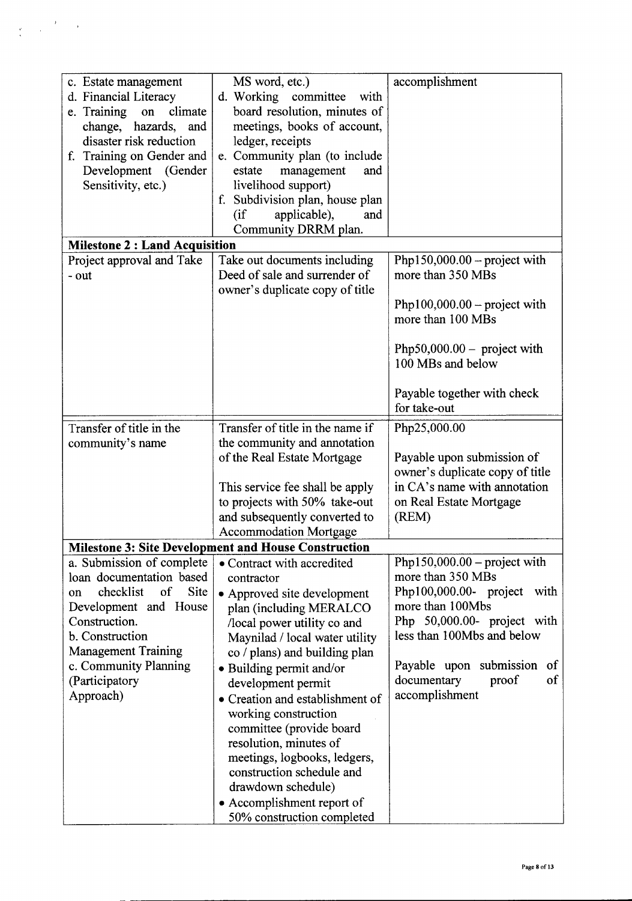| | | |
|---|---|---|
| c. Estate management<br>d. Financial Literacy<br>e. Training on climate change, hazards, and disaster risk reduction<br>f. Training on Gender and Development (Gender Sensitivity, etc.) | MS word, etc.)<br>d. Working committee with board resolution, minutes of meetings, books of account, ledger, receipts<br>e. Community plan (to include estate management and livelihood support)<br>f. Subdivision plan, house plan (if applicable), and Community DRRM plan. | accomplishment |
| **Milestone 2 : Land Acquisition** | | |
| Project approval and Take - out | Take out documents including Deed of sale and surrender of owner's duplicate copy of title | Php150,000.00 – project with more than 350 MBs<br><br>Php100,000.00 – project with more than 100 MBs<br><br>Php50,000.00 – project with 100 MBs and below<br><br>Payable together with check for take-out |
| Transfer of title in the community's name | Transfer of title in the name if the community and annotation of the Real Estate Mortgage<br><br>This service fee shall be apply to projects with 50% take-out and subsequently converted to Accommodation Mortgage | Php25,000.00<br><br>Payable upon submission of owner's duplicate copy of title in CA's name with annotation on Real Estate Mortgage (REM) |
| **Milestone 3: Site Development and House Construction** | | |
| a. Submission of complete loan documentation based on checklist of Site Development and House Construction.<br>b. Construction Management Training<br>c. Community Planning (Participatory Approach) | • Contract with accredited contractor<br>• Approved site development plan (including MERALCO /local power utility co and Maynilad / local water utility co / plans) and building plan<br>• Building permit and/or development permit<br>• Creation and establishment of working construction committee (provide board resolution, minutes of meetings, logbooks, ledgers, construction schedule and drawdown schedule)<br>• Accomplishment report of 50% construction completed | Php150,000.00 – project with more than 350 MBs<br>Php100,000.00- project with more than 100Mbs<br>Php 50,000.00- project with less than 100Mbs and below<br><br>Payable upon submission of documentary proof of accomplishment |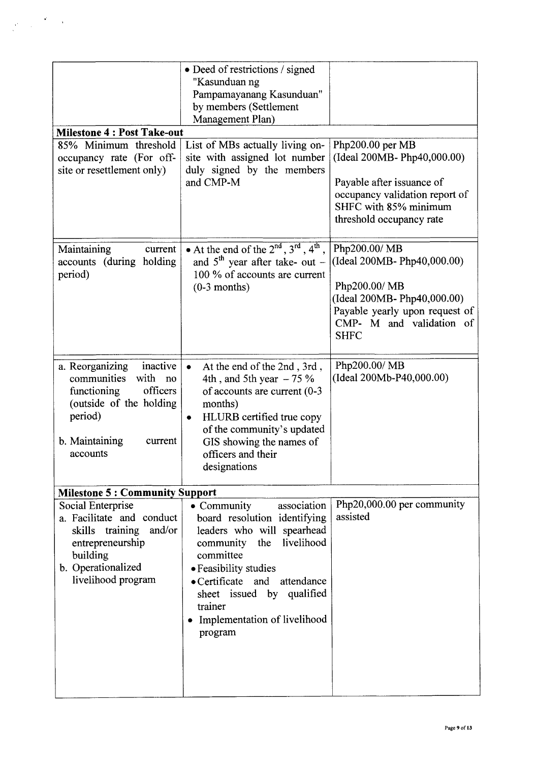| | | |
|---|---|---|
| | • Deed of restrictions / signed "Kasunduan ng Pampamayanang Kasunduan" by members (Settlement Management Plan) | |
| **Milestone 4 : Post Take-out** | | |
| 85% Minimum threshold occupancy rate (For off-site or resettlement only) | List of MBs actually living on-site with assigned lot number duly signed by the members and CMP-M | Php200.00 per MB (Ideal 200MB- Php40,000.00)<br><br>Payable after issuance of occupancy validation report of SHFC with 85% minimum threshold occupancy rate |
| Maintaining current accounts (during holding period) | • At the end of the 2$^{nd}$, 3$^{rd}$, 4$^{th}$, and 5$^{th}$ year after take- out – 100 % of accounts are current (0-3 months) | Php200.00/ MB (Ideal 200MB- Php40,000.00)<br><br>Php200.00/ MB (Ideal 200MB- Php40,000.00) Payable yearly upon request of CMP- M and validation of SHFC |
| a. Reorganizing inactive communities with no functioning officers (outside of the holding period)<br><br>b. Maintaining current accounts | • At the end of the 2nd , 3rd , 4th , and 5th year – 75 % of accounts are current (0-3 months)<br>• HLURB certified true copy of the community's updated GIS showing the names of officers and their designations | Php200.00/ MB (Ideal 200Mb-P40,000.00) |
| **Milestone 5 : Community Support** | | |
| Social Enterprise<br>a. Facilitate and conduct skills training and/or entrepreneurship building<br>b. Operationalized livelihood program | • Community association board resolution identifying leaders who will spearhead community the livelihood committee<br>• Feasibility studies<br>• Certificate and attendance sheet issued by qualified trainer<br>• Implementation of livelihood program | Php20,000.00 per community assisted |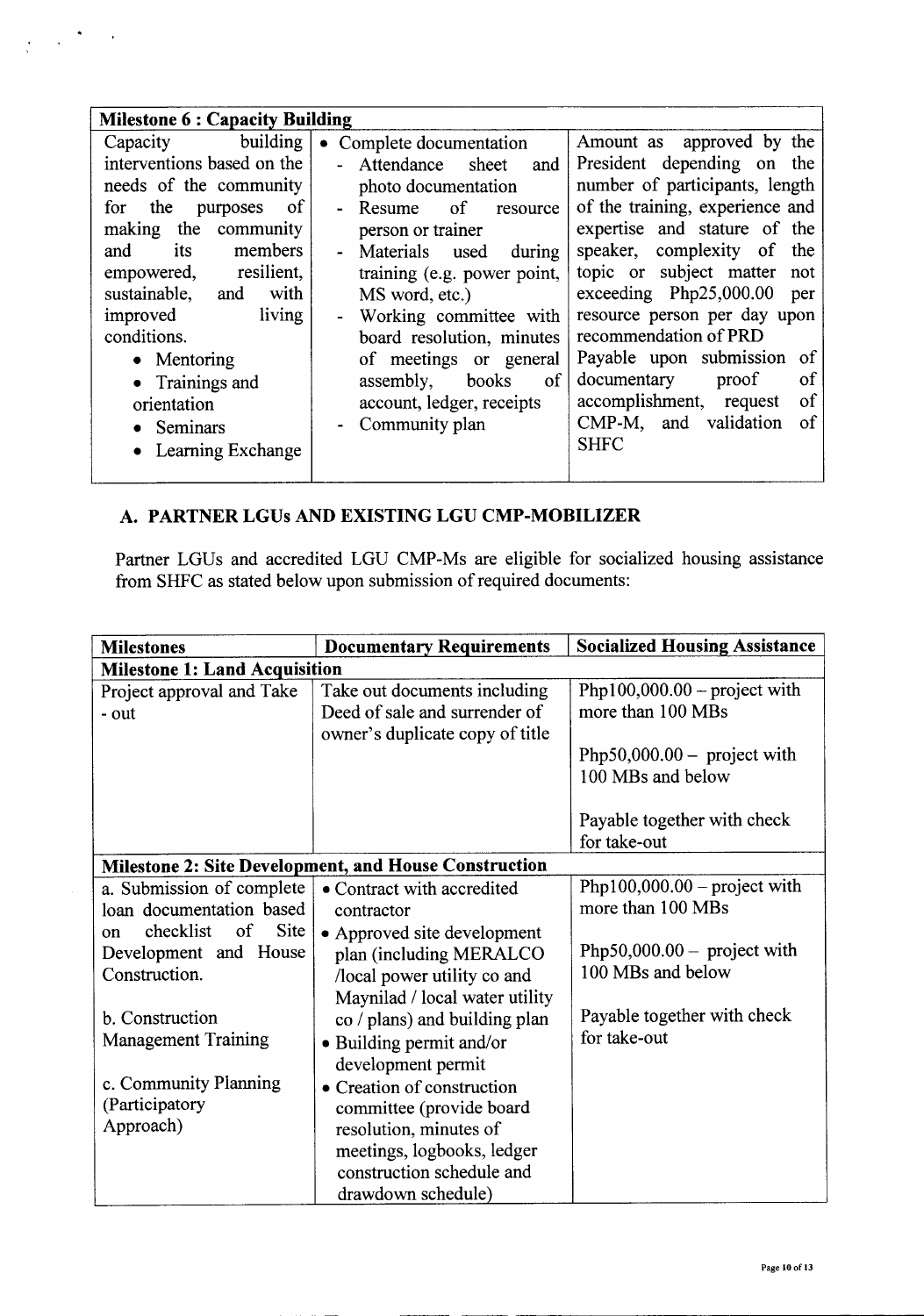| Milestone 6 : Capacity Building | | |
|---|---|---|
| Capacity building interventions based on the needs of the community for the purposes of making the community and its members empowered, resilient, sustainable, and with improved living conditions.<br>• Mentoring<br>• Trainings and orientation<br>• Seminars<br>• Learning Exchange | • Complete documentation<br>- Attendance sheet and photo documentation<br>- Resume of resource person or trainer<br>- Materials used during training (e.g. power point, MS word, etc.)<br>- Working committee with board resolution, minutes of meetings or general assembly, books of account, ledger, receipts<br>- Community plan | Amount as approved by the President depending on the number of participants, length of the training, experience and expertise and stature of the speaker, complexity of the topic or subject matter not exceeding Php25,000.00 per resource person per day upon recommendation of PRD<br>Payable upon submission of documentary proof of accomplishment, request of CMP-M, and validation of SHFC |

## A. PARTNER LGUs AND EXISTING LGU CMP-MOBILIZER

Partner LGUs and accredited LGU CMP-Ms are eligible for socialized housing assistance from SHFC as stated below upon submission of required documents:

| Milestones | Documentary Requirements | Socialized Housing Assistance |
|---|---|---|
| **Milestone 1: Land Acquisition** | | |
| Project approval and Take - out | Take out documents including Deed of sale and surrender of owner's duplicate copy of title | Php100,000.00 – project with more than 100 MBs<br><br>Php50,000.00 – project with 100 MBs and below<br><br>Payable together with check for take-out |
| **Milestone 2: Site Development, and House Construction** | | |
| a. Submission of complete loan documentation based on checklist of Site Development and House Construction.<br><br>b. Construction Management Training<br><br>c. Community Planning (Participatory Approach) | • Contract with accredited contractor<br>• Approved site development plan (including MERALCO /local power utility co and Maynilad / local water utility co / plans) and building plan<br>• Building permit and/or development permit<br>• Creation of construction committee (provide board resolution, minutes of meetings, logbooks, ledger construction schedule and drawdown schedule) | Php100,000.00 – project with more than 100 MBs<br><br>Php50,000.00 – project with 100 MBs and below<br><br>Payable together with check for take-out |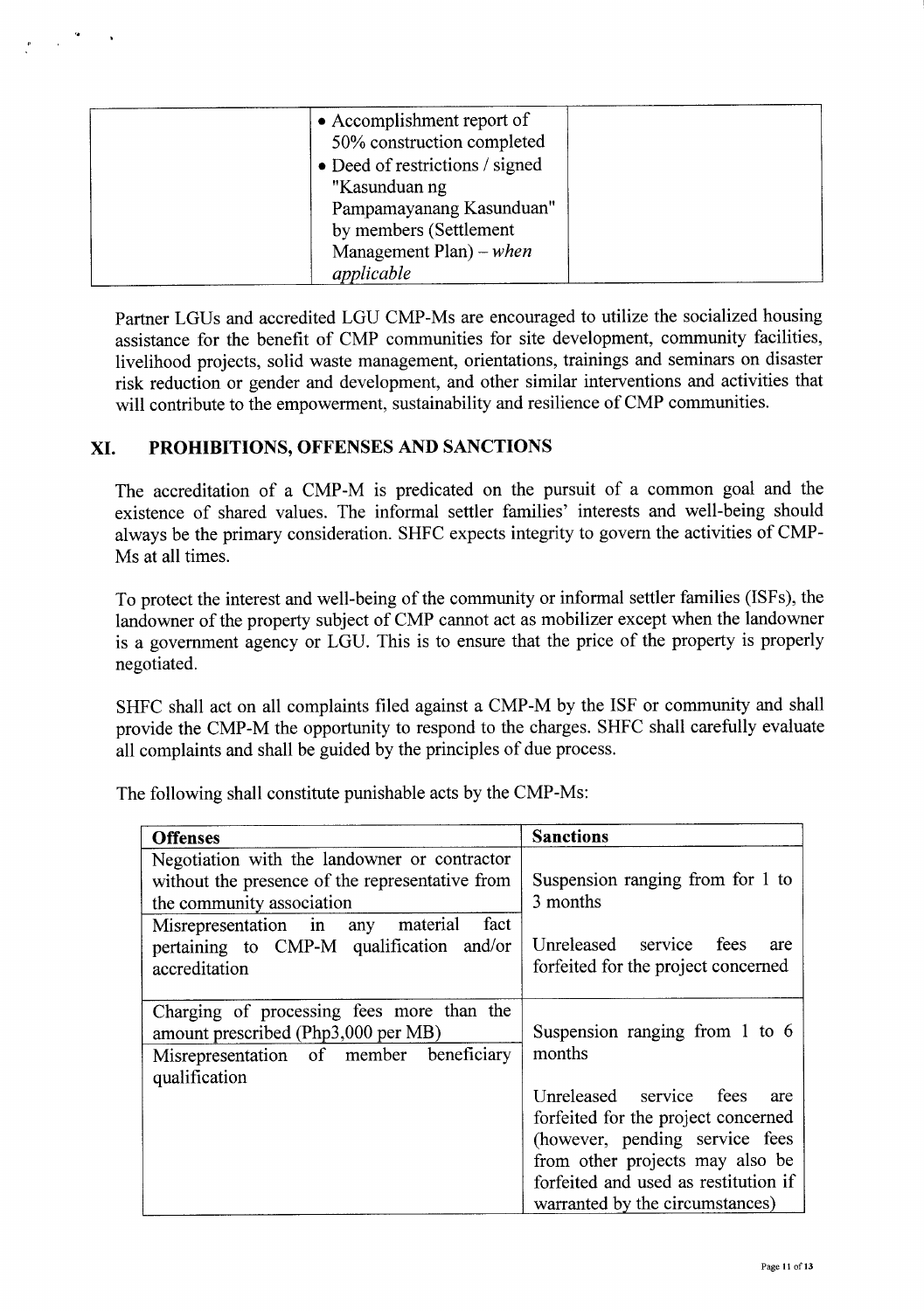| | • Accomplishment report of 50% construction completed<br>• Deed of restrictions / signed "Kasunduan ng Pampamayanang Kasunduan" by members (Settlement Management Plan) – *when applicable* | |
|---|---|---|

Partner LGUs and accredited LGU CMP-Ms are encouraged to utilize the socialized housing assistance for the benefit of CMP communities for site development, community facilities, livelihood projects, solid waste management, orientations, trainings and seminars on disaster risk reduction or gender and development, and other similar interventions and activities that will contribute to the empowerment, sustainability and resilience of CMP communities.

## XI. PROHIBITIONS, OFFENSES AND SANCTIONS

The accreditation of a CMP-M is predicated on the pursuit of a common goal and the existence of shared values. The informal settler families' interests and well-being should always be the primary consideration. SHFC expects integrity to govern the activities of CMP-Ms at all times.

To protect the interest and well-being of the community or informal settler families (ISFs), the landowner of the property subject of CMP cannot act as mobilizer except when the landowner is a government agency or LGU. This is to ensure that the price of the property is properly negotiated.

SHFC shall act on all complaints filed against a CMP-M by the ISF or community and shall provide the CMP-M the opportunity to respond to the charges. SHFC shall carefully evaluate all complaints and shall be guided by the principles of due process.

The following shall constitute punishable acts by the CMP-Ms:

| Offenses | Sanctions |
|---|---|
| Negotiation with the landowner or contractor without the presence of the representative from the community association<br><br>Misrepresentation in any material fact pertaining to CMP-M qualification and/or accreditation | Suspension ranging from for 1 to 3 months<br><br>Unreleased service fees are forfeited for the project concerned |
| Charging of processing fees more than the amount prescribed (Php3,000 per MB)<br><br>Misrepresentation of member beneficiary qualification | Suspension ranging from 1 to 6 months<br><br>Unreleased service fees are forfeited for the project concerned (however, pending service fees from other projects may also be forfeited and used as restitution if warranted by the circumstances) |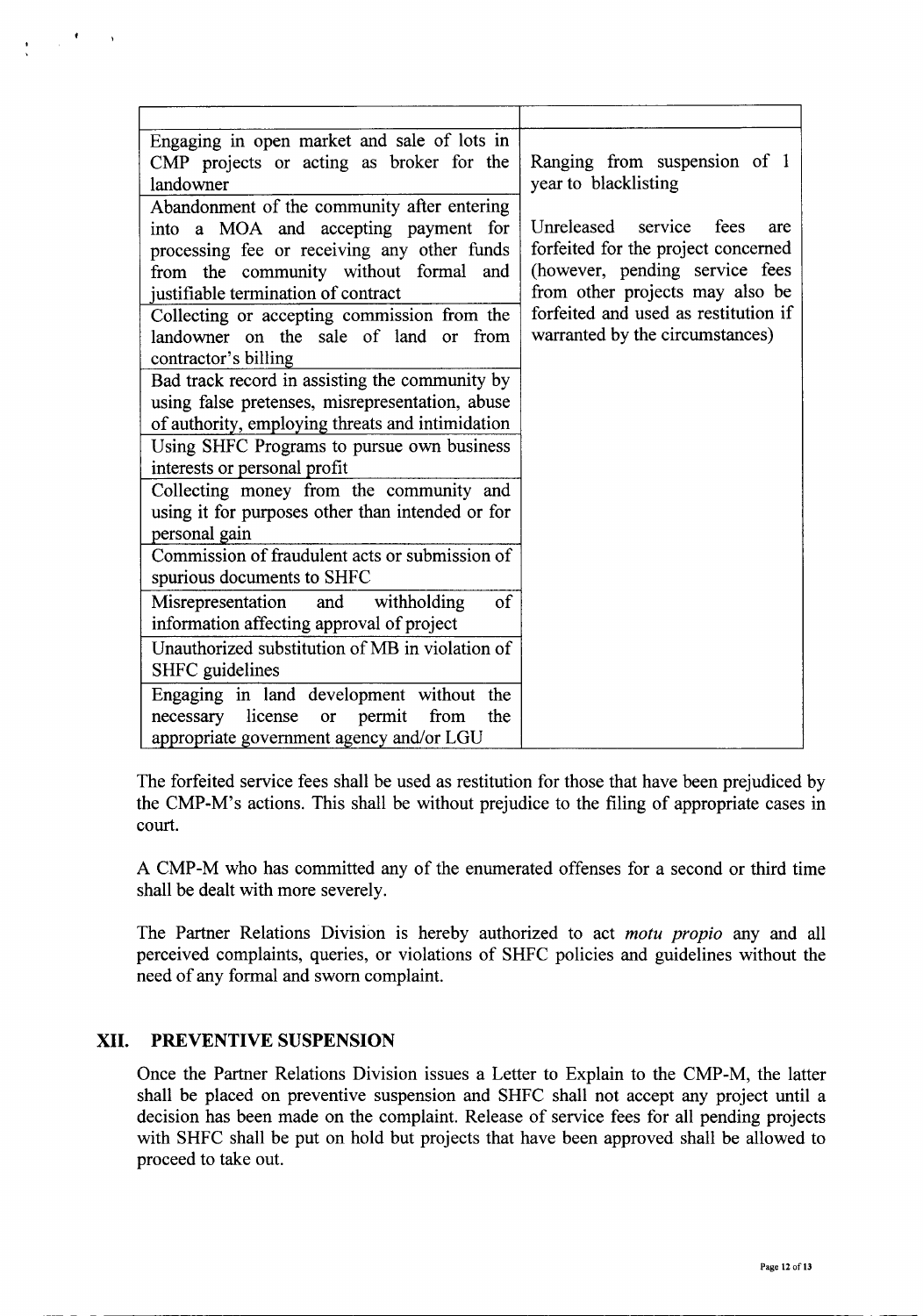| | |
|---|---|
| Engaging in open market and sale of lots in CMP projects or acting as broker for the landowner | Ranging from suspension of 1 year to blacklisting |
| Abandonment of the community after entering into a MOA and accepting payment for processing fee or receiving any other funds from the community without formal and justifiable termination of contract | Unreleased service fees are forfeited for the project concerned (however, pending service fees from other projects may also be forfeited and used as restitution if warranted by the circumstances) |
| Collecting or accepting commission from the landowner on the sale of land or from contractor's billing | |
| Bad track record in assisting the community by using false pretenses, misrepresentation, abuse of authority, employing threats and intimidation | |
| Using SHFC Programs to pursue own business interests or personal profit | |
| Collecting money from the community and using it for purposes other than intended or for personal gain | |
| Commission of fraudulent acts or submission of spurious documents to SHFC | |
| Misrepresentation and withholding of information affecting approval of project | |
| Unauthorized substitution of MB in violation of SHFC guidelines | |
| Engaging in land development without the necessary license or permit from the appropriate government agency and/or LGU | |

The forfeited service fees shall be used as restitution for those that have been prejudiced by the CMP-M's actions. This shall be without prejudice to the filing of appropriate cases in court.

A CMP-M who has committed any of the enumerated offenses for a second or third time shall be dealt with more severely.

The Partner Relations Division is hereby authorized to act *motu propio* any and all perceived complaints, queries, or violations of SHFC policies and guidelines without the need of any formal and sworn complaint.

## XII. PREVENTIVE SUSPENSION

Once the Partner Relations Division issues a Letter to Explain to the CMP-M, the latter shall be placed on preventive suspension and SHFC shall not accept any project until a decision has been made on the complaint. Release of service fees for all pending projects with SHFC shall be put on hold but projects that have been approved shall be allowed to proceed to take out.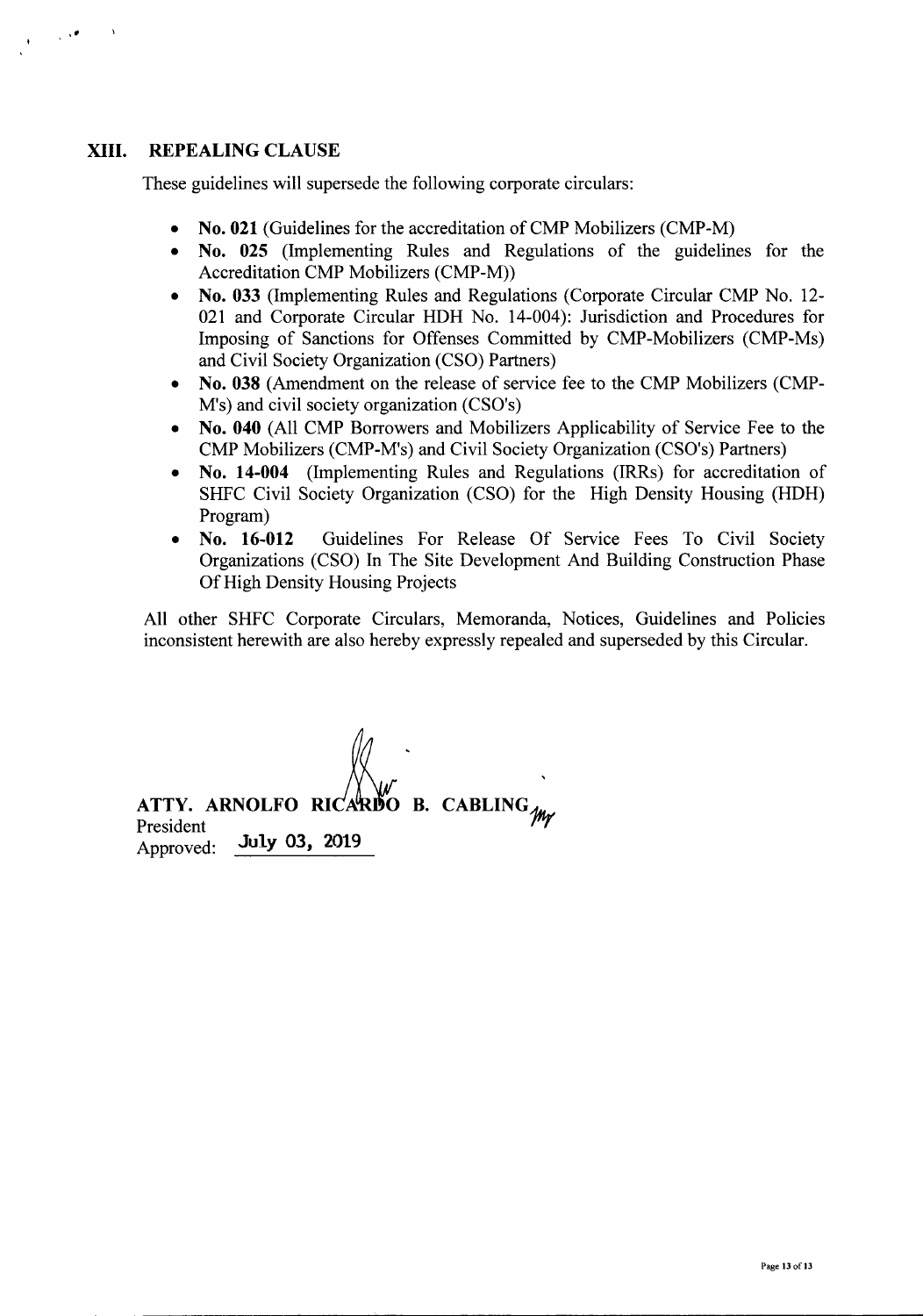## XIII. REPEALING CLAUSE

These guidelines will supersede the following corporate circulars:

- **No. 021** (Guidelines for the accreditation of CMP Mobilizers (CMP-M)
- **No. 025** (Implementing Rules and Regulations of the guidelines for the Accreditation CMP Mobilizers (CMP-M))
- **No. 033** (Implementing Rules and Regulations (Corporate Circular CMP No. 12-021 and Corporate Circular HDH No. 14-004): Jurisdiction and Procedures for Imposing of Sanctions for Offenses Committed by CMP-Mobilizers (CMP-Ms) and Civil Society Organization (CSO) Partners)
- **No. 038** (Amendment on the release of service fee to the CMP Mobilizers (CMP-M's) and civil society organization (CSO's)
- **No. 040** (All CMP Borrowers and Mobilizers Applicability of Service Fee to the CMP Mobilizers (CMP-M's) and Civil Society Organization (CSO's) Partners)
- **No. 14-004** (Implementing Rules and Regulations (IRRs) for accreditation of SHFC Civil Society Organization (CSO) for the High Density Housing (HDH) Program)
- **No. 16-012** Guidelines For Release Of Service Fees To Civil Society Organizations (CSO) In The Site Development And Building Construction Phase Of High Density Housing Projects

All other SHFC Corporate Circulars, Memoranda, Notices, Guidelines and Policies inconsistent herewith are also hereby expressly repealed and superseded by this Circular.

**ATTY. ARNOLFO RICARDO B. CABLING**
President
Approved: July 03, 2019